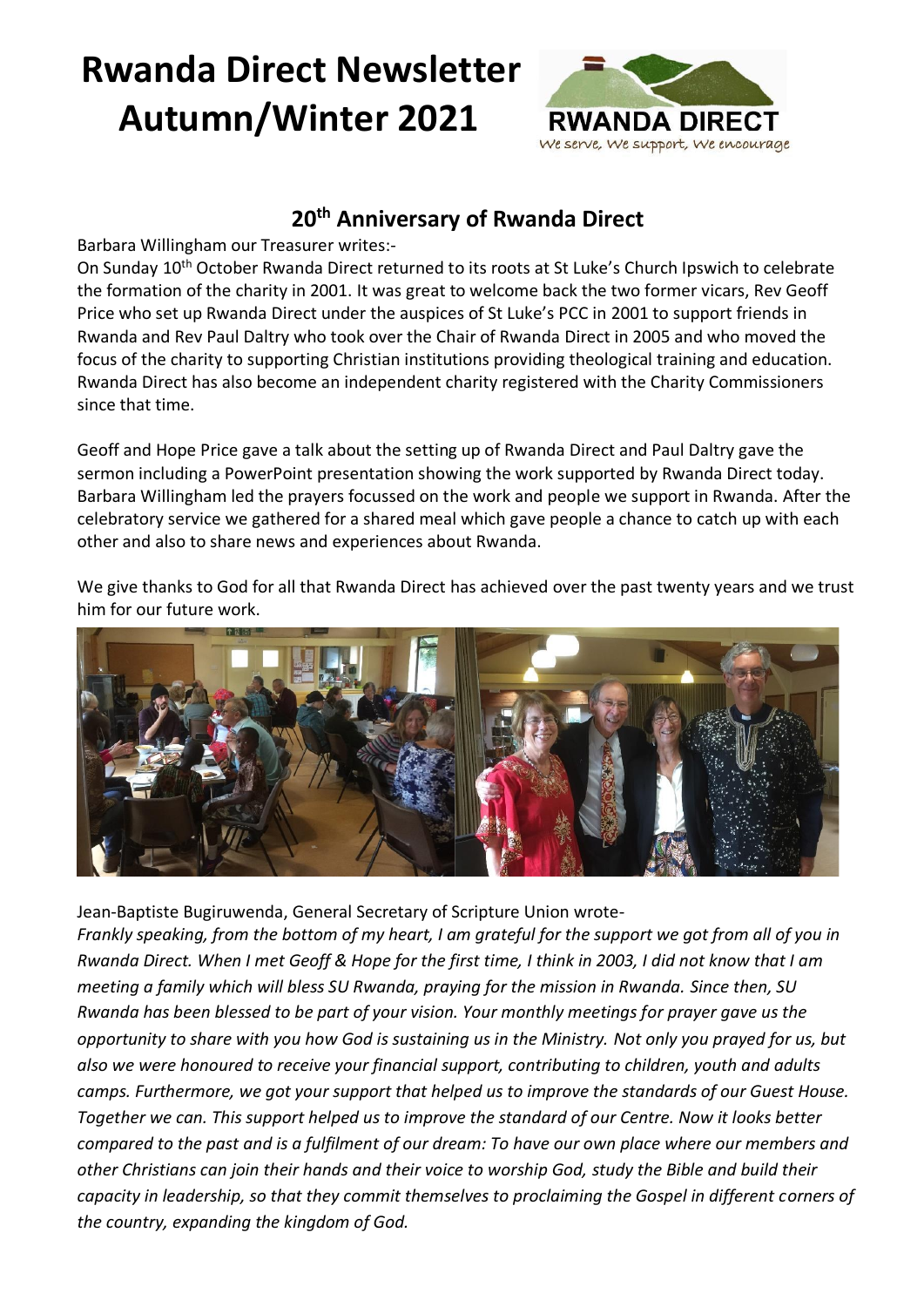# Rwanda Direct Newsletter Autumn/Winter 2021

RWANDA DIRECT
We serve, We support, We encourage

## 20th Anniversary of Rwanda Direct

Barbara Willingham our Treasurer writes:-

On Sunday 10th October Rwanda Direct returned to its roots at St Luke's Church Ipswich to celebrate the formation of the charity in 2001. It was great to welcome back the two former vicars, Rev Geoff Price who set up Rwanda Direct under the auspices of St Luke's PCC in 2001 to support friends in Rwanda and Rev Paul Daltry who took over the Chair of Rwanda Direct in 2005 and who moved the focus of the charity to supporting Christian institutions providing theological training and education. Rwanda Direct has also become an independent charity registered with the Charity Commissioners since that time.

Geoff and Hope Price gave a talk about the setting up of Rwanda Direct and Paul Daltry gave the sermon including a PowerPoint presentation showing the work supported by Rwanda Direct today. Barbara Willingham led the prayers focussed on the work and people we support in Rwanda. After the celebratory service we gathered for a shared meal which gave people a chance to catch up with each other and also to share news and experiences about Rwanda.

We give thanks to God for all that Rwanda Direct has achieved over the past twenty years and we trust him for our future work.

Jean-Baptiste Bugiruwenda, General Secretary of Scripture Union wrote-

*Frankly speaking, from the bottom of my heart, I am grateful for the support we got from all of you in Rwanda Direct. When I met Geoff & Hope for the first time, I think in 2003, I did not know that I am meeting a family which will bless SU Rwanda, praying for the mission in Rwanda. Since then, SU Rwanda has been blessed to be part of your vision. Your monthly meetings for prayer gave us the opportunity to share with you how God is sustaining us in the Ministry. Not only you prayed for us, but also we were honoured to receive your financial support, contributing to children, youth and adults camps. Furthermore, we got your support that helped us to improve the standards of our Guest House. Together we can. This support helped us to improve the standard of our Centre. Now it looks better compared to the past and is a fulfilment of our dream: To have our own place where our members and other Christians can join their hands and their voice to worship God, study the Bible and build their capacity in leadership, so that they commit themselves to proclaiming the Gospel in different corners of the country, expanding the kingdom of God.*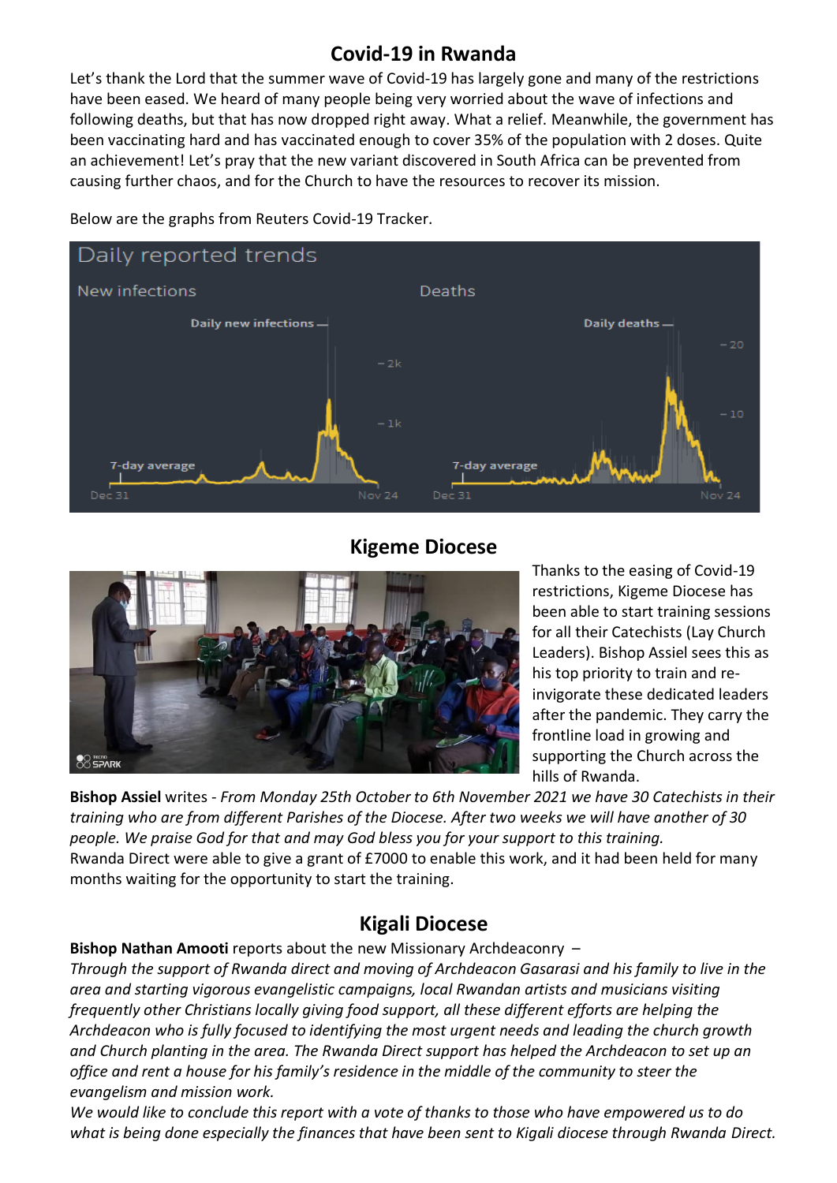## Covid-19 in Rwanda

Let's thank the Lord that the summer wave of Covid-19 has largely gone and many of the restrictions have been eased. We heard of many people being very worried about the wave of infections and following deaths, but that has now dropped right away. What a relief. Meanwhile, the government has been vaccinating hard and has vaccinated enough to cover 35% of the population with 2 doses. Quite an achievement! Let's pray that the new variant discovered in South Africa can be prevented from causing further chaos, and for the Church to have the resources to recover its mission.

Below are the graphs from Reuters Covid-19 Tracker.

## Kigeme Diocese

Thanks to the easing of Covid-19 restrictions, Kigeme Diocese has been able to start training sessions for all their Catechists (Lay Church Leaders). Bishop Assiel sees this as his top priority to train and re-invigorate these dedicated leaders after the pandemic. They carry the frontline load in growing and supporting the Church across the hills of Rwanda.

**Bishop Assiel** writes - *From Monday 25th October to 6th November 2021 we have 30 Catechists in their training who are from different Parishes of the Diocese. After two weeks we will have another of 30 people. We praise God for that and may God bless you for your support to this training.*
Rwanda Direct were able to give a grant of £7000 to enable this work, and it had been held for many months waiting for the opportunity to start the training.

## Kigali Diocese

**Bishop Nathan Amooti** reports about the new Missionary Archdeaconry –
*Through the support of Rwanda direct and moving of Archdeacon Gasarasi and his family to live in the area and starting vigorous evangelistic campaigns, local Rwandan artists and musicians visiting frequently other Christians locally giving food support, all these different efforts are helping the Archdeacon who is fully focused to identifying the most urgent needs and leading the church growth and Church planting in the area. The Rwanda Direct support has helped the Archdeacon to set up an office and rent a house for his family's residence in the middle of the community to steer the evangelism and mission work.*
*We would like to conclude this report with a vote of thanks to those who have empowered us to do what is being done especially the finances that have been sent to Kigali diocese through Rwanda Direct.*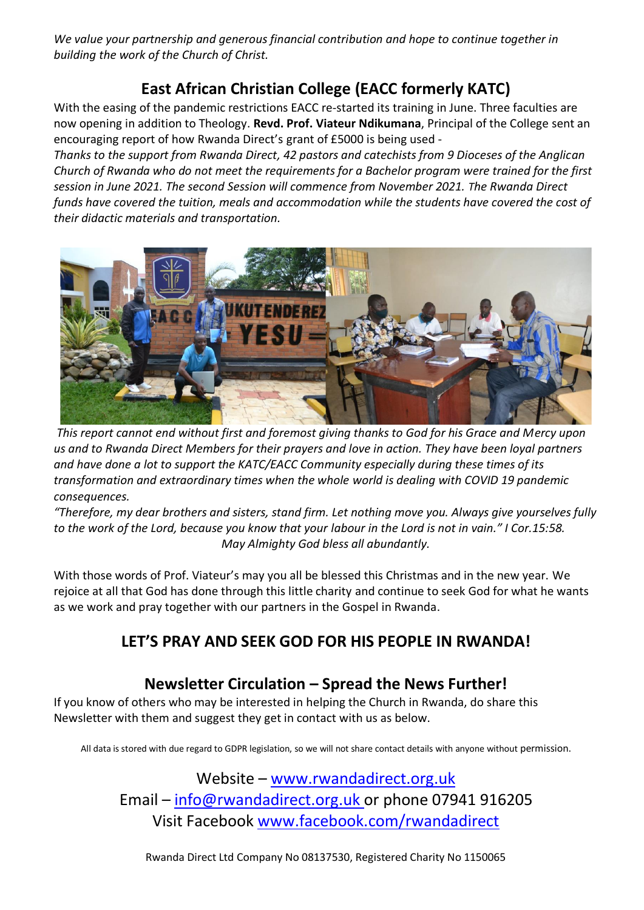*We value your partnership and generous financial contribution and hope to continue together in building the work of the Church of Christ.*

## East African Christian College (EACC formerly KATC)

With the easing of the pandemic restrictions EACC re-started its training in June. Three faculties are now opening in addition to Theology. **Revd. Prof. Viateur Ndikumana**, Principal of the College sent an encouraging report of how Rwanda Direct's grant of £5000 is being used -

*Thanks to the support from Rwanda Direct, 42 pastors and catechists from 9 Dioceses of the Anglican Church of Rwanda who do not meet the requirements for a Bachelor program were trained for the first session in June 2021. The second Session will commence from November 2021. The Rwanda Direct funds have covered the tuition, meals and accommodation while the students have covered the cost of their didactic materials and transportation.*

*This report cannot end without first and foremost giving thanks to God for his Grace and Mercy upon us and to Rwanda Direct Members for their prayers and love in action. They have been loyal partners and have done a lot to support the KATC/EACC Community especially during these times of its transformation and extraordinary times when the whole world is dealing with COVID 19 pandemic consequences.*

*"Therefore, my dear brothers and sisters, stand firm. Let nothing move you. Always give yourselves fully to the work of the Lord, because you know that your labour in the Lord is not in vain." I Cor.15:58.*

*May Almighty God bless all abundantly.*

With those words of Prof. Viateur's may you all be blessed this Christmas and in the new year. We rejoice at all that God has done through this little charity and continue to seek God for what he wants as we work and pray together with our partners in the Gospel in Rwanda.

## LET'S PRAY AND SEEK GOD FOR HIS PEOPLE IN RWANDA!

## Newsletter Circulation – Spread the News Further!

If you know of others who may be interested in helping the Church in Rwanda, do share this Newsletter with them and suggest they get in contact with us as below.

All data is stored with due regard to GDPR legislation, so we will not share contact details with anyone without permission.

Website – www.rwandadirect.org.uk
Email – info@rwandadirect.org.uk or phone 07941 916205
Visit Facebook www.facebook.com/rwandadirect

Rwanda Direct Ltd Company No 08137530, Registered Charity No 1150065